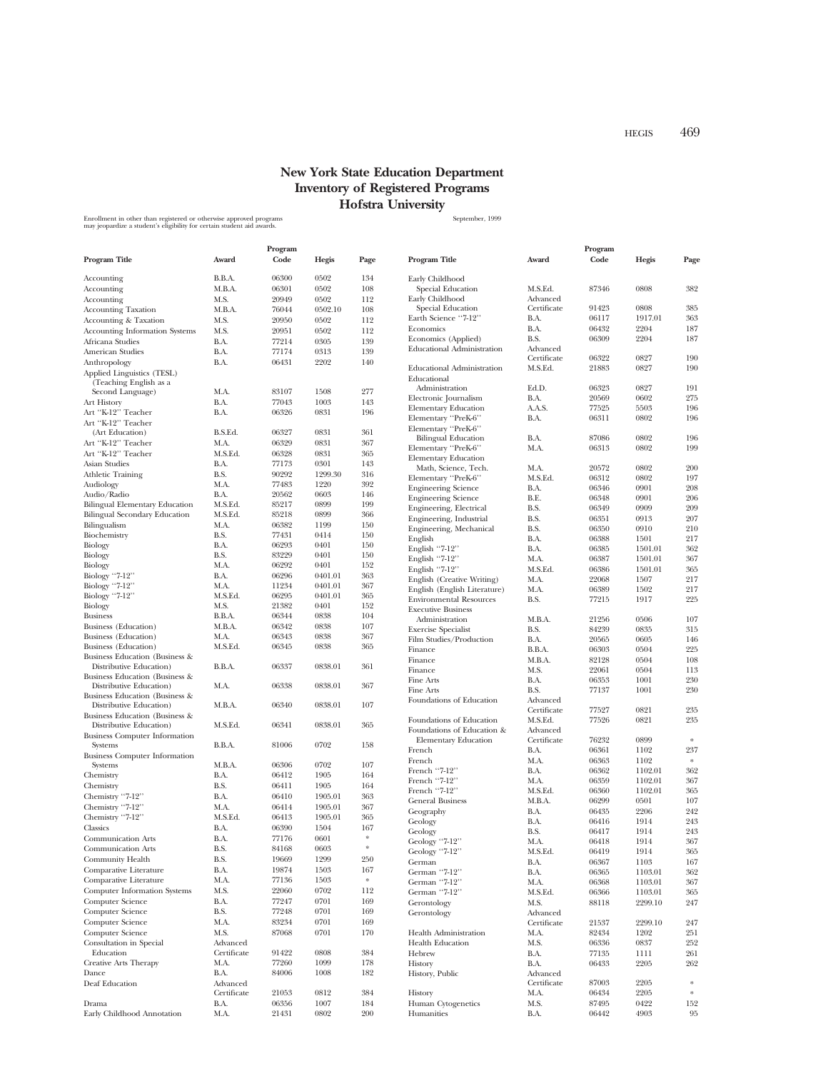# New York State Education Department
# Inventory of Registered Programs
# Hofstra University

Enrollment in other than registered or otherwise approved programs may jeopardize a student's eligibility for certain student aid awards.

September, 1999

| Program Title | Award | Program Code | Hegis | Page |
|---|---|---|---|---|
| Accounting | B.B.A. | 06300 | 0502 | 134 |
| Accounting | M.B.A. | 06301 | 0502 | 108 |
| Accounting | M.S. | 20949 | 0502 | 112 |
| Accounting Taxation | M.B.A. | 76044 | 0502.10 | 108 |
| Accounting & Taxation | M.S. | 20950 | 0502 | 112 |
| Accounting Information Systems | M.S. | 20951 | 0502 | 112 |
| Africana Studies | B.A. | 77214 | 0305 | 139 |
| American Studies | B.A. | 77174 | 0313 | 139 |
| Anthropology | B.A. | 06431 | 2202 | 140 |
| Applied Linguistics (TESL) (Teaching English as a Second Language) | M.A. | 83107 | 1508 | 277 |
| Art History | B.A. | 77043 | 1003 | 143 |
| Art "K-12" Teacher | B.A. | 06326 | 0831 | 196 |
| Art "K-12" Teacher (Art Education) | B.S.Ed. | 06327 | 0831 | 361 |
| Art "K-12" Teacher | M.A. | 06329 | 0831 | 367 |
| Art "K-12" Teacher | M.S.Ed. | 06328 | 0831 | 365 |
| Asian Studies | B.A. | 77173 | 0301 | 143 |
| Athletic Training | B.S. | 90292 | 1299.30 | 316 |
| Audiology | M.A. | 77483 | 1220 | 392 |
| Audio/Radio | B.A. | 20562 | 0603 | 146 |
| Bilingual Elementary Education | M.S.Ed. | 85217 | 0899 | 199 |
| Bilingual Secondary Education | M.S.Ed. | 85218 | 0899 | 366 |
| Bilingualism | M.A. | 06382 | 1199 | 150 |
| Biochemistry | B.S. | 77431 | 0414 | 150 |
| Biology | B.A. | 06293 | 0401 | 150 |
| Biology | B.S. | 83229 | 0401 | 150 |
| Biology | M.A. | 06292 | 0401 | 152 |
| Biology "7-12" | B.A. | 06296 | 0401.01 | 363 |
| Biology "7-12" | M.A. | 11234 | 0401.01 | 367 |
| Biology "7-12" | M.S.Ed. | 06295 | 0401.01 | 365 |
| Biology | M.S. | 21382 | 0401 | 152 |
| Business | B.B.A. | 06344 | 0838 | 104 |
| Business (Education) | M.B.A. | 06342 | 0838 | 107 |
| Business (Education) | M.A. | 06343 | 0838 | 367 |
| Business (Education) | M.S.Ed. | 06345 | 0838 | 365 |
| Business Education (Business & Distributive Education) | B.B.A. | 06337 | 0838.01 | 361 |
| Business Education (Business & Distributive Education) | M.A. | 06338 | 0838.01 | 367 |
| Business Education (Business & Distributive Education) | M.B.A. | 06340 | 0838.01 | 107 |
| Business Education (Business & Distributive Education) | M.S.Ed. | 06341 | 0838.01 | 365 |
| Business Computer Information Systems | B.B.A. | 81006 | 0702 | 158 |
| Business Computer Information Systems | M.B.A. | 06306 | 0702 | 107 |
| Chemistry | B.A. | 06412 | 1905 | 164 |
| Chemistry | B.S. | 06411 | 1905 | 164 |
| Chemistry "7-12" | B.A. | 06410 | 1905.01 | 363 |
| Chemistry "7-12" | M.A. | 06414 | 1905.01 | 367 |
| Chemistry "7-12" | M.S.Ed. | 06413 | 1905.01 | 365 |
| Classics | B.A. | 06390 | 1504 | 167 |
| Communication Arts | B.A. | 77176 | 0601 | * |
| Communication Arts | B.S. | 84168 | 0603 | * |
| Community Health | B.S. | 19669 | 1299 | 250 |
| Comparative Literature | B.A. | 19874 | 1503 | 167 |
| Comparative Literature | M.A. | 77136 | 1503 | * |
| Computer Information Systems | M.S. | 22060 | 0702 | 112 |
| Computer Science | B.A. | 77247 | 0701 | 169 |
| Computer Science | B.S. | 77248 | 0701 | 169 |
| Computer Science | M.A. | 83234 | 0701 | 169 |
| Computer Science | M.S. | 87068 | 0701 | 170 |
| Consultation in Special Education | Advanced Certificate | 91422 | 0808 | 384 |
| Creative Arts Therapy | M.A. | 77260 | 1099 | 178 |
| Dance | B.A. | 84006 | 1008 | 182 |
| Deaf Education | Advanced Certificate | 21053 | 0812 | 384 |
| Drama | B.A. | 06356 | 1007 | 184 |
| Early Childhood Annotation | M.A. | 21431 | 0802 | 200 |
| Early Childhood Special Education | M.S.Ed. | 87346 | 0808 | 382 |
| Early Childhood Special Education | Advanced Certificate | 91423 | 0808 | 385 |
| Earth Science "7-12" | B.A. | 06117 | 1917.01 | 363 |
| Economics | B.A. | 06432 | 2204 | 187 |
| Economics (Applied) | B.S. | 06309 | 2204 | 187 |
| Educational Administration | Advanced Certificate | 06322 | 0827 | 190 |
| Educational Administration | M.S.Ed. | 21883 | 0827 | 190 |
| Educational Administration | Ed.D. | 06323 | 0827 | 191 |
| Electronic Journalism | B.A. | 20569 | 0602 | 275 |
| Elementary Education | A.A.S. | 77525 | 5503 | 196 |
| Elementary "PreK-6" | B.A. | 06311 | 0802 | 196 |
| Elementary "PreK-6" Bilingual Education | B.A. | 87086 | 0802 | 196 |
| Elementary "PreK-6" | M.A. | 06313 | 0802 | 199 |
| Elementary Education Math, Science, Tech. | M.A. | 20572 | 0802 | 200 |
| Elementary "PreK-6" | M.S.Ed. | 06312 | 0802 | 197 |
| Engineering Science | B.A. | 06346 | 0901 | 208 |
| Engineering Science | B.E. | 06348 | 0901 | 206 |
| Engineering, Electrical | B.S. | 06349 | 0909 | 209 |
| Engineering, Industrial | B.S. | 06351 | 0913 | 207 |
| Engineering, Mechanical | B.S. | 06350 | 0910 | 210 |
| English | B.A. | 06388 | 1501 | 217 |
| English "7-12" | B.A. | 06385 | 1501.01 | 362 |
| English "7-12" | M.A. | 06387 | 1501.01 | 367 |
| English "7-12" | M.S.Ed. | 06386 | 1501.01 | 365 |
| English (Creative Writing) | M.A. | 22068 | 1507 | 217 |
| English (English Literature) | M.A. | 06389 | 1502 | 217 |
| Environmental Resources | B.S. | 77215 | 1917 | 225 |
| Executive Business Administration | M.B.A. | 21256 | 0506 | 107 |
| Exercise Specialist | B.S. | 84239 | 0835 | 315 |
| Film Studies/Production | B.A. | 20565 | 0605 | 146 |
| Finance | B.B.A. | 06303 | 0504 | 225 |
| Finance | M.B.A. | 82128 | 0504 | 108 |
| Finance | M.S. | 22061 | 0504 | 113 |
| Fine Arts | B.A. | 06353 | 1001 | 230 |
| Fine Arts | B.S. | 77137 | 1001 | 230 |
| Foundations of Education | Advanced Certificate | 77527 | 0821 | 235 |
| Foundations of Education | M.S.Ed. | 77526 | 0821 | 235 |
| Foundations of Education & Elementary Education | Advanced Certificate | 76232 | 0899 | * |
| French | B.A. | 06361 | 1102 | 237 |
| French | M.A. | 06363 | 1102 | * |
| French "7-12" | B.A. | 06362 | 1102.01 | 362 |
| French "7-12" | M.A. | 06359 | 1102.01 | 367 |
| French "7-12" | M.S.Ed. | 06360 | 1102.01 | 365 |
| General Business | M.B.A. | 06299 | 0501 | 107 |
| Geography | B.A. | 06435 | 2206 | 242 |
| Geology | B.A. | 06416 | 1914 | 243 |
| Geology | B.S. | 06417 | 1914 | 243 |
| Geology "7-12" | M.A. | 06418 | 1914 | 367 |
| Geology "7-12" | M.S.Ed. | 06419 | 1914 | 365 |
| German | B.A. | 06367 | 1103 | 167 |
| German "7-12" | B.A. | 06365 | 1103.01 | 362 |
| German "7-12" | M.A. | 06368 | 1103.01 | 367 |
| German "7-12" | M.S.Ed. | 06366 | 1103.01 | 365 |
| Gerontology | M.S. | 88118 | 2299.10 | 247 |
| Gerontology | Advanced Certificate | 21537 | 2299.10 | 247 |
| Health Administration | M.A. | 82434 | 1202 | 251 |
| Health Education | M.S. | 06336 | 0837 | 252 |
| Hebrew | B.A. | 77135 | 1111 | 261 |
| History | B.A. | 06433 | 2205 | 262 |
| History, Public | Advanced Certificate | 87003 | 2205 | * |
| History | M.A. | 06434 | 2205 | * |
| Human Cytogenetics | M.S. | 87495 | 0422 | 152 |
| Humanities | B.A. | 06442 | 4903 | 95 |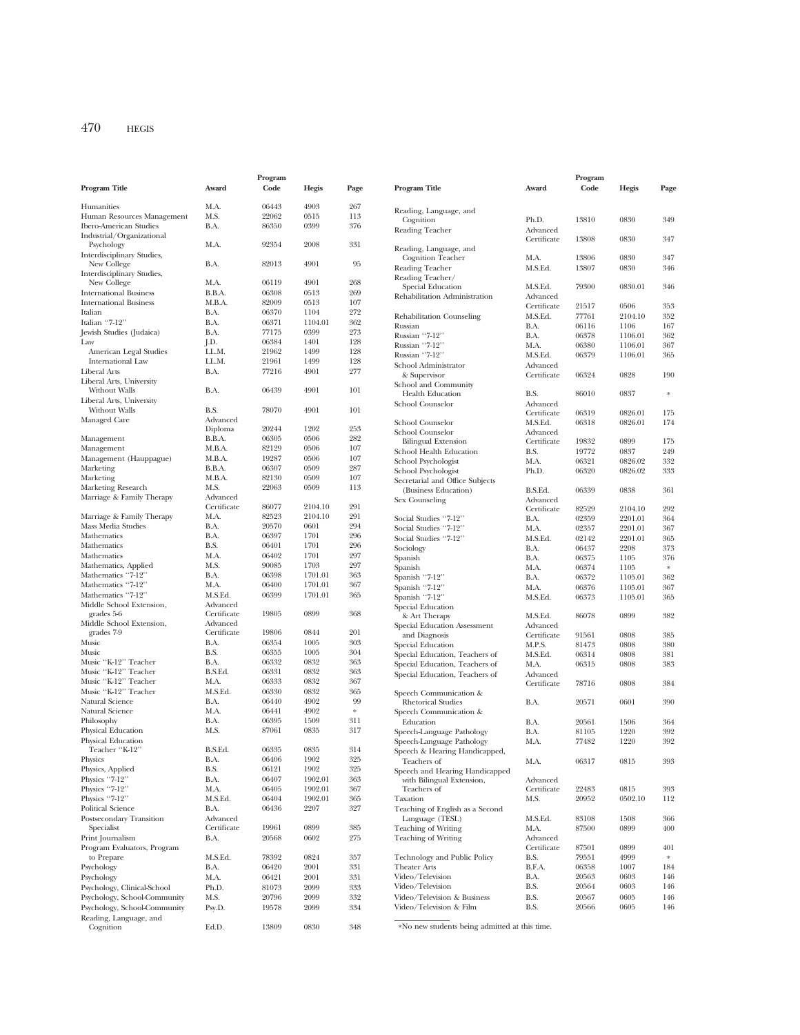| Program Title | Award | Program Code | Hegis | Page |
|---|---|---|---|---|
| Humanities | M.A. | 06443 | 4903 | 267 |
| Human Resources Management | M.S. | 22062 | 0515 | 113 |
| Ibero-American Studies | B.A. | 86350 | 0399 | 376 |
| Industrial/Organizational Psychology | M.A. | 92354 | 2008 | 331 |
| Interdisciplinary Studies, New College | B.A. | 82013 | 4901 | 95 |
| Interdisciplinary Studies, New College | M.A. | 06119 | 4901 | 268 |
| International Business | B.B.A. | 06308 | 0513 | 269 |
| International Business | M.B.A. | 82009 | 0513 | 107 |
| Italian | B.A. | 06370 | 1104 | 272 |
| Italian "7-12" | B.A. | 06371 | 1104.01 | 362 |
| Jewish Studies (Judaica) | B.A. | 77175 | 0399 | 273 |
| Law | J.D. | 06384 | 1401 | 128 |
| American Legal Studies | LL.M. | 21962 | 1499 | 128 |
| International Law | LL.M. | 21961 | 1499 | 128 |
| Liberal Arts | B.A. | 77216 | 4901 | 277 |
| Liberal Arts, University Without Walls | B.A. | 06439 | 4901 | 101 |
| Liberal Arts, University Without Walls | B.S. | 78070 | 4901 | 101 |
| Managed Care | Advanced Diploma | 20244 | 1202 | 253 |
| Management | B.B.A. | 06305 | 0506 | 282 |
| Management | M.B.A. | 82129 | 0506 | 107 |
| Management (Hauppague) | M.B.A. | 19287 | 0506 | 107 |
| Marketing | B.B.A. | 06307 | 0509 | 287 |
| Marketing | M.B.A. | 82130 | 0509 | 107 |
| Marketing Research | M.S. | 22063 | 0509 | 113 |
| Marriage & Family Therapy | Advanced Certificate | 86077 | 2104.10 | 291 |
| Marriage & Family Therapy | M.A. | 82523 | 2104.10 | 291 |
| Mass Media Studies | B.A. | 20570 | 0601 | 294 |
| Mathematics | B.A. | 06397 | 1701 | 296 |
| Mathematics | B.S. | 06401 | 1701 | 296 |
| Mathematics | M.A. | 06402 | 1701 | 297 |
| Mathematics, Applied | M.S. | 90085 | 1703 | 297 |
| Mathematics "7-12" | B.A. | 06398 | 1701.01 | 363 |
| Mathematics "7-12" | M.A. | 06400 | 1701.01 | 367 |
| Mathematics "7-12" | M.S.Ed. | 06399 | 1701.01 | 365 |
| Middle School Extension, grades 5-6 | Advanced Certificate | 19805 | 0899 | 368 |
| Middle School Extension, grades 7-9 | Advanced Certificate | 19806 | 0844 | 201 |
| Music | B.A. | 06354 | 1005 | 303 |
| Music | B.S. | 06355 | 1005 | 304 |
| Music "K-12" Teacher | B.A. | 06332 | 0832 | 363 |
| Music "K-12" Teacher | B.S.Ed. | 06331 | 0832 | 363 |
| Music "K-12" Teacher | M.A. | 06333 | 0832 | 367 |
| Music "K-12" Teacher | M.S.Ed. | 06330 | 0832 | 365 |
| Natural Science | B.A. | 06440 | 4902 | 99 |
| Natural Science | M.A. | 06441 | 4902 | * |
| Philosophy | B.A. | 06395 | 1509 | 311 |
| Physical Education | M.S. | 87061 | 0835 | 317 |
| Physical Education Teacher "K-12" | B.S.Ed. | 06335 | 0835 | 314 |
| Physics | B.A. | 06406 | 1902 | 325 |
| Physics, Applied | B.S. | 06121 | 1902 | 325 |
| Physics "7-12" | B.A. | 06407 | 1902.01 | 363 |
| Physics "7-12" | M.A. | 06405 | 1902.01 | 367 |
| Physics "7-12" | M.S.Ed. | 06404 | 1902.01 | 365 |
| Political Science | B.A. | 06436 | 2207 | 327 |
| Postsecondary Transition Specialist | Advanced Certificate | 19961 | 0899 | 385 |
| Print Journalism | B.A. | 20568 | 0602 | 275 |
| Program Evaluators, Program to Prepare | M.S.Ed. | 78392 | 0824 | 357 |
| Psychology | B.A. | 06420 | 2001 | 331 |
| Psychology | M.A. | 06421 | 2001 | 331 |
| Psychology, Clinical-School | Ph.D. | 81073 | 2099 | 333 |
| Psychology, School-Community | M.S. | 20796 | 2099 | 332 |
| Psychology, School-Community | Psy.D. | 19578 | 2099 | 334 |
| Reading, Language, and Cognition | Ed.D. | 13809 | 0830 | 348 |
| Reading, Language, and Cognition | Ph.D. | 13810 | 0830 | 349 |
| Reading Teacher | Advanced Certificate | 13808 | 0830 | 347 |
| Reading, Language, and Cognition Teacher | M.A. | 13806 | 0830 | 347 |
| Reading Teacher | M.S.Ed. | 13807 | 0830 | 346 |
| Reading Teacher/ Special Education | M.S.Ed. | 79300 | 0830.01 | 346 |
| Rehabilitation Administration | Advanced Certificate | 21517 | 0506 | 353 |
| Rehabilitation Counseling | M.S.Ed. | 77761 | 2104.10 | 352 |
| Russian | B.A. | 06116 | 1106 | 167 |
| Russian "7-12" | B.A. | 06378 | 1106.01 | 362 |
| Russian "7-12" | M.A. | 06380 | 1106.01 | 367 |
| Russian "7-12" | M.S.Ed. | 06379 | 1106.01 | 365 |
| School Administrator & Supervisor | Advanced Certificate | 06324 | 0828 | 190 |
| School and Community Health Education | B.S. | 86010 | 0837 | * |
| School Counselor | Advanced Certificate | 06319 | 0826.01 | 175 |
| School Counselor | M.S.Ed. | 06318 | 0826.01 | 174 |
| School Counselor Bilingual Extension | Advanced Certificate | 19832 | 0899 | 175 |
| School Health Education | B.S. | 19772 | 0837 | 249 |
| School Psychologist | M.A. | 06321 | 0826.02 | 332 |
| School Psychologist | Ph.D. | 06320 | 0826.02 | 333 |
| Secretarial and Office Subjects (Business Education) | B.S.Ed. | 06339 | 0838 | 361 |
| Sex Counseling | Advanced Certificate | 82529 | 2104.10 | 292 |
| Social Studies "7-12" | B.A. | 02359 | 2201.01 | 364 |
| Social Studies "7-12" | M.A. | 02357 | 2201.01 | 367 |
| Social Studies "7-12" | M.S.Ed. | 02142 | 2201.01 | 365 |
| Sociology | B.A. | 06437 | 2208 | 373 |
| Spanish | B.A. | 06375 | 1105 | 376 |
| Spanish | M.A. | 06374 | 1105 | * |
| Spanish "7-12" | B.A. | 06372 | 1105.01 | 362 |
| Spanish "7-12" | M.A. | 06376 | 1105.01 | 367 |
| Spanish "7-12" | M.S.Ed. | 06373 | 1105.01 | 365 |
| Special Education & Art Therapy | M.S.Ed. | 86078 | 0899 | 382 |
| Special Education Assessment and Diagnosis | Advanced Certificate | 91561 | 0808 | 385 |
| Special Education | M.P.S. | 81473 | 0808 | 380 |
| Special Education, Teachers of | M.S.Ed. | 06314 | 0808 | 381 |
| Special Education, Teachers of | M.A. | 06315 | 0808 | 383 |
| Special Education, Teachers of | Advanced Certificate | 78716 | 0808 | 384 |
| Speech Communication & Rhetorical Studies | B.A. | 20571 | 0601 | 390 |
| Speech Communication & Education | B.A. | 20561 | 1506 | 364 |
| Speech-Language Pathology | B.A. | 81105 | 1220 | 392 |
| Speech-Language Pathology | M.A. | 77482 | 1220 | 392 |
| Speech & Hearing Handicapped, Teachers of | M.A. | 06317 | 0815 | 393 |
| Speech and Hearing Handicapped with Bilingual Extension, Teachers of | Advanced Certificate | 22483 | 0815 | 393 |
| Taxation | M.S. | 20952 | 0502.10 | 112 |
| Teaching of English as a Second Language (TESL) | M.S.Ed. | 83108 | 1508 | 366 |
| Teaching of Writing | M.A. | 87500 | 0899 | 400 |
| Teaching of Writing | Advanced Certificate | 87501 | 0899 | 401 |
| Technology and Public Policy | B.S. | 79551 | 4999 | * |
| Theater Arts | B.F.A. | 06358 | 1007 | 184 |
| Video/Television | B.A. | 20563 | 0603 | 146 |
| Video/Television | B.S. | 20564 | 0603 | 146 |
| Video/Television & Business | B.S. | 20567 | 0605 | 146 |
| Video/Television & Film | B.S. | 20566 | 0605 | 146 |

*No new students being admitted at this time.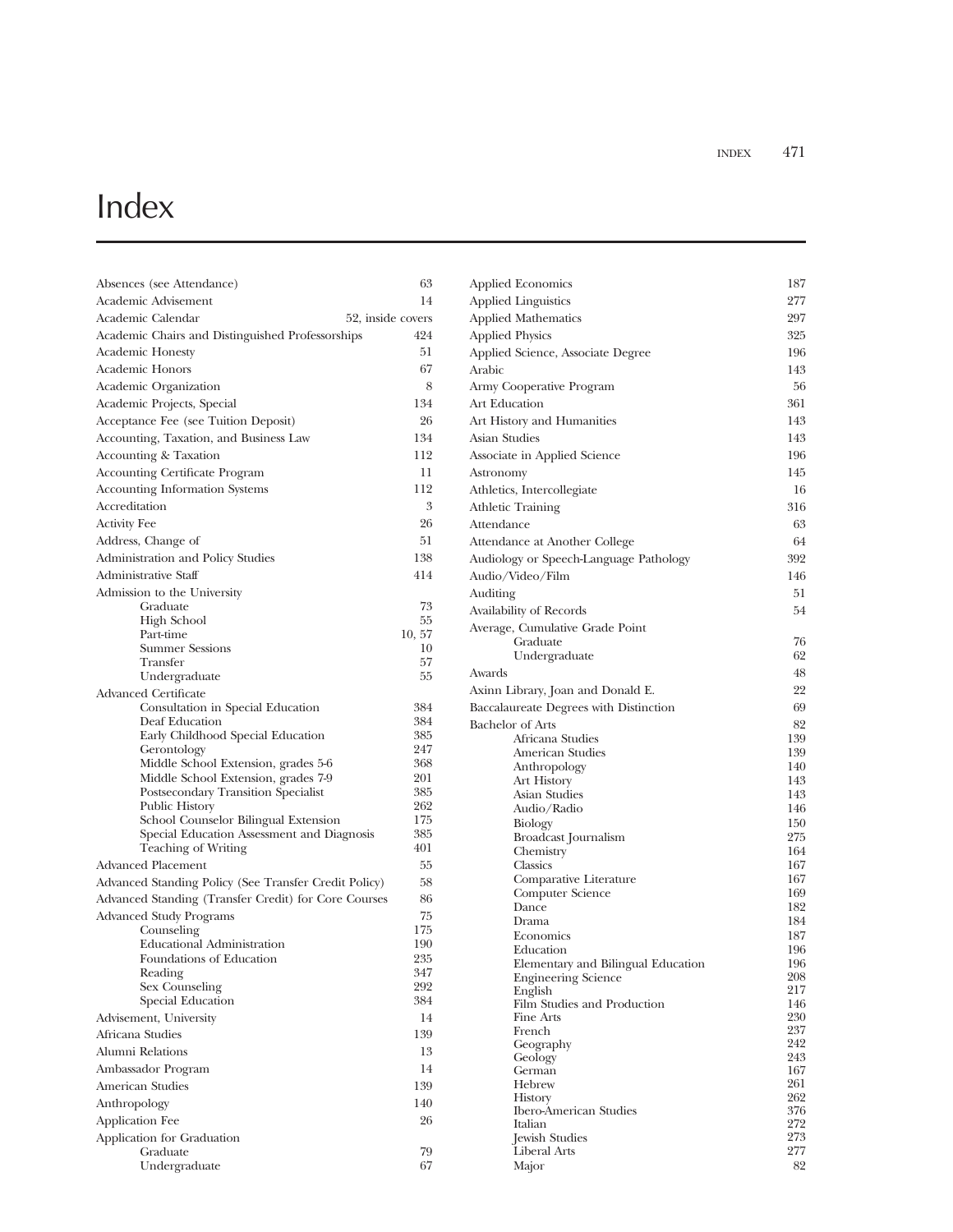# Index

| Entry | Page |
|---|---|
| Absences (see Attendance) | 63 |
| Academic Advisement | 14 |
| Academic Calendar | 52, inside covers |
| Academic Chairs and Distinguished Professorships | 424 |
| Academic Honesty | 51 |
| Academic Honors | 67 |
| Academic Organization | 8 |
| Academic Projects, Special | 134 |
| Acceptance Fee (see Tuition Deposit) | 26 |
| Accounting, Taxation, and Business Law | 134 |
| Accounting & Taxation | 112 |
| Accounting Certificate Program | 11 |
| Accounting Information Systems | 112 |
| Accreditation | 3 |
| Activity Fee | 26 |
| Address, Change of | 51 |
| Administration and Policy Studies | 138 |
| Administrative Staff | 414 |
| Admission to the University | |
| Graduate | 73 |
| High School | 55 |
| Part-time | 10, 57 |
| Summer Sessions | 10 |
| Transfer | 57 |
| Undergraduate | 55 |
| Advanced Certificate | |
| Consultation in Special Education | 384 |
| Deaf Education | 384 |
| Early Childhood Special Education | 385 |
| Gerontology | 247 |
| Middle School Extension, grades 5-6 | 368 |
| Middle School Extension, grades 7-9 | 201 |
| Postsecondary Transition Specialist | 385 |
| Public History | 262 |
| School Counselor Bilingual Extension | 175 |
| Special Education Assessment and Diagnosis | 385 |
| Teaching of Writing | 401 |
| Advanced Placement | 55 |
| Advanced Standing Policy (See Transfer Credit Policy) | 58 |
| Advanced Standing (Transfer Credit) for Core Courses | 86 |
| Advanced Study Programs | 75 |
| Counseling | 175 |
| Educational Administration | 190 |
| Foundations of Education | 235 |
| Reading | 347 |
| Sex Counseling | 292 |
| Special Education | 384 |
| Advisement, University | 14 |
| Africana Studies | 139 |
| Alumni Relations | 13 |
| Ambassador Program | 14 |
| American Studies | 139 |
| Anthropology | 140 |
| Application Fee | 26 |
| Application for Graduation | |
| Graduate | 79 |
| Undergraduate | 67 |
| Applied Economics | 187 |
| Applied Linguistics | 277 |
| Applied Mathematics | 297 |
| Applied Physics | 325 |
| Applied Science, Associate Degree | 196 |
| Arabic | 143 |
| Army Cooperative Program | 56 |
| Art Education | 361 |
| Art History and Humanities | 143 |
| Asian Studies | 143 |
| Associate in Applied Science | 196 |
| Astronomy | 145 |
| Athletics, Intercollegiate | 16 |
| Athletic Training | 316 |
| Attendance | 63 |
| Attendance at Another College | 64 |
| Audiology or Speech-Language Pathology | 392 |
| Audio/Video/Film | 146 |
| Auditing | 51 |
| Availability of Records | 54 |
| Average, Cumulative Grade Point | |
| Graduate | 76 |
| Undergraduate | 62 |
| Awards | 48 |
| Axinn Library, Joan and Donald E. | 22 |
| Baccalaureate Degrees with Distinction | 69 |
| Bachelor of Arts | 82 |
| Africana Studies | 139 |
| American Studies | 139 |
| Anthropology | 140 |
| Art History | 143 |
| Asian Studies | 143 |
| Audio/Radio | 146 |
| Biology | 150 |
| Broadcast Journalism | 275 |
| Chemistry | 164 |
| Classics | 167 |
| Comparative Literature | 167 |
| Computer Science | 169 |
| Dance | 182 |
| Drama | 184 |
| Economics | 187 |
| Education | 196 |
| Elementary and Bilingual Education | 196 |
| Engineering Science | 208 |
| English | 217 |
| Film Studies and Production | 146 |
| Fine Arts | 230 |
| French | 237 |
| Geography | 242 |
| Geology | 243 |
| German | 167 |
| Hebrew | 261 |
| History | 262 |
| Ibero-American Studies | 376 |
| Italian | 272 |
| Jewish Studies | 273 |
| Liberal Arts | 277 |
| Major | 82 |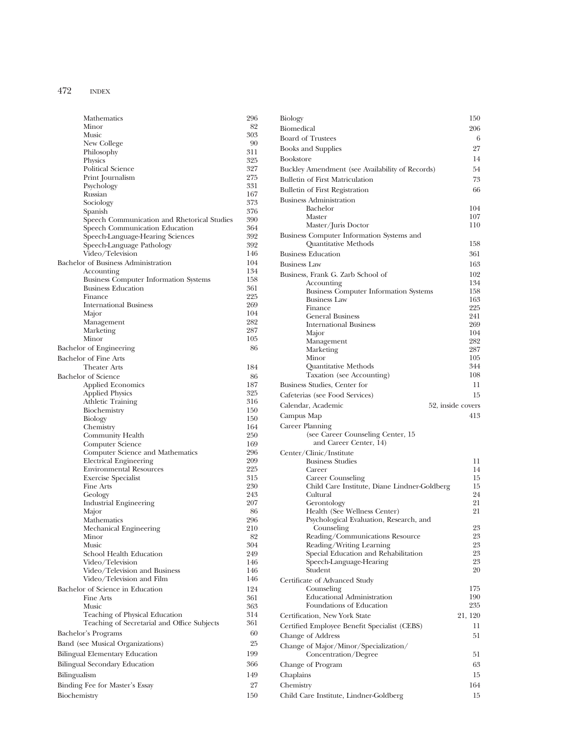Mathematics 296
Minor 82
Music 303
New College 90
Philosophy 311
Physics 325
Political Science 327
Print Journalism 275
Psychology 331
Russian 167
Sociology 373
Spanish 376
Speech Communication and Rhetorical Studies 390
Speech Communication Education 364
Speech-Language-Hearing Sciences 392
Speech-Language Pathology 392
Video/Television 146

Bachelor of Business Administration 104
- Accounting 134
- Business Computer Information Systems 158
- Business Education 361
- Finance 225
- International Business 269
- Major 104
- Management 282
- Marketing 287
- Minor 105

Bachelor of Engineering 86

Bachelor of Fine Arts
- Theater Arts 184

Bachelor of Science 86
- Applied Economics 187
- Applied Physics 325
- Athletic Training 316
- Biochemistry 150
- Biology 150
- Chemistry 164
- Community Health 250
- Computer Science 169
- Computer Science and Mathematics 296
- Electrical Engineering 209
- Environmental Resources 225
- Exercise Specialist 315
- Fine Arts 230
- Geology 243
- Industrial Engineering 207
- Major 86
- Mathematics 296
- Mechanical Engineering 210
- Minor 82
- Music 304
- School Health Education 249
- Video/Television 146
- Video/Television and Business 146
- Video/Television and Film 146

Bachelor of Science in Education 124
- Fine Arts 361
- Music 363
- Teaching of Physical Education 314
- Teaching of Secretarial and Office Subjects 361

Bachelor's Programs 60

Band (see Musical Organizations) 25

Bilingual Elementary Education 199

Bilingual Secondary Education 366

Bilingualism 149

Binding Fee for Master's Essay 27

Biochemistry 150

Biology 150

Biomedical 206

Board of Trustees 6

Books and Supplies 27

Bookstore 14

Buckley Amendment (see Availability of Records) 54

Bulletin of First Matriculation 73

Bulletin of First Registration 66

Business Administration
- Bachelor 104
- Master 107
- Master/Juris Doctor 110

Business Computer Information Systems and Quantitative Methods 158

Business Education 361

Business Law 163

Business, Frank G. Zarb School of 102
- Accounting 134
- Business Computer Information Systems 158
- Business Law 163
- Finance 225
- General Business 241
- International Business 269
- Major 104
- Management 282
- Marketing 287
- Minor 105
- Quantitative Methods 344
- Taxation (see Accounting) 108

Business Studies, Center for 11

Cafeterias (see Food Services) 15

Calendar, Academic 52, inside covers

Campus Map 413

Career Planning
- (see Career Counseling Center, 15 and Career Center, 14)

Center/Clinic/Institute
- Business Studies 11
- Career 14
- Career Counseling 15
- Child Care Institute, Diane Lindner-Goldberg 15
- Cultural 24
- Gerontology 21
- Health (See Wellness Center) 21
- Psychological Evaluation, Research, and Counseling 23
- Reading/Communications Resource 23
- Reading/Writing Learning 23
- Special Education and Rehabilitation 23
- Speech-Language-Hearing 23
- Student 20

Certificate of Advanced Study
- Counseling 175
- Educational Administration 190
- Foundations of Education 235

Certification, New York State 21, 120

Certified Employee Benefit Specialist (CEBS) 11

Change of Address 51

Change of Major/Minor/Specialization/Concentration/Degree 51

Change of Program 63

Chaplains 15

Chemistry 164

Child Care Institute, Lindner-Goldberg 15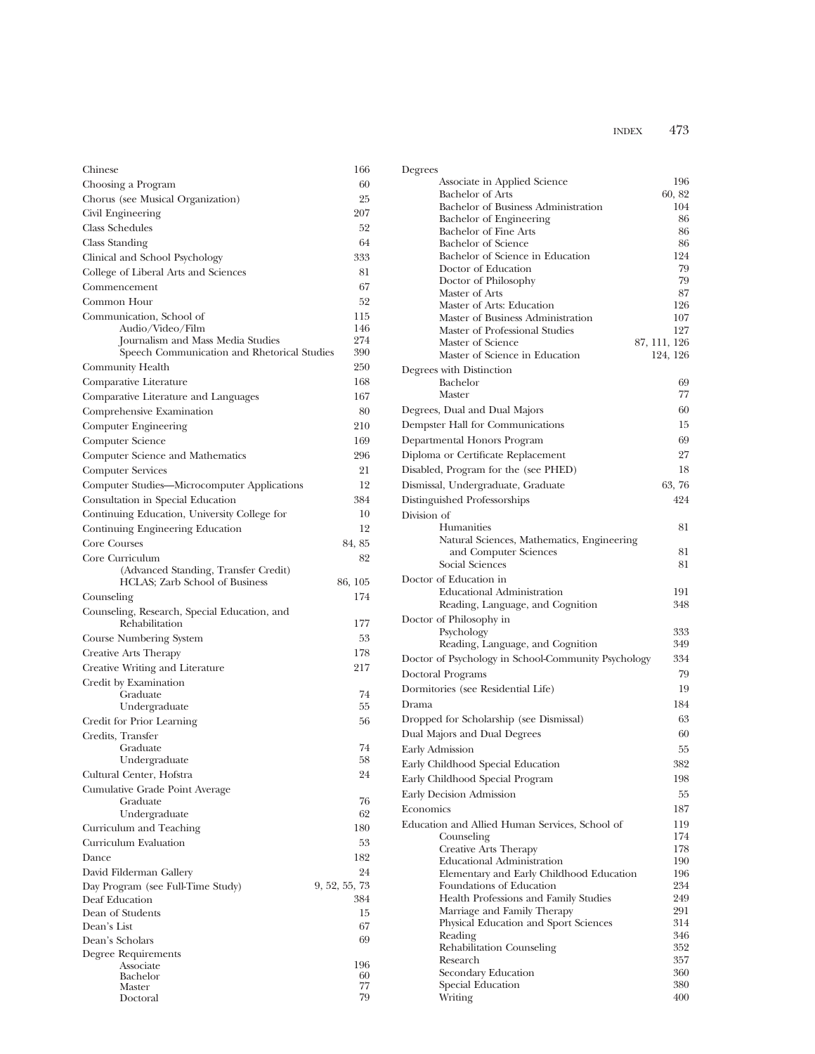Chinese 166
Choosing a Program 60
Chorus (see Musical Organization) 25
Civil Engineering 207
Class Schedules 52
Class Standing 64
Clinical and School Psychology 333
College of Liberal Arts and Sciences 81
Commencement 67
Common Hour 52
Communication, School of 115
- Audio/Video/Film 146
- Journalism and Mass Media Studies 274
- Speech Communication and Rhetorical Studies 390

Community Health 250
Comparative Literature 168
Comparative Literature and Languages 167
Comprehensive Examination 80
Computer Engineering 210
Computer Science 169
Computer Science and Mathematics 296
Computer Services 21
Computer Studies—Microcomputer Applications 12
Consultation in Special Education 384
Continuing Education, University College for 10
Continuing Engineering Education 12
Core Courses 84, 85
Core Curriculum 82
- (Advanced Standing, Transfer Credit) HCLAS; Zarb School of Business 86, 105

Counseling 174
Counseling, Research, Special Education, and Rehabilitation 177
Course Numbering System 53
Creative Arts Therapy 178
Creative Writing and Literature 217
Credit by Examination
- Graduate 74
- Undergraduate 55

Credit for Prior Learning 56
Credits, Transfer
- Graduate 74
- Undergraduate 58

Cultural Center, Hofstra 24
Cumulative Grade Point Average
- Graduate 76
- Undergraduate 62

Curriculum and Teaching 180
Curriculum Evaluation 53
Dance 182
David Filderman Gallery 24
Day Program (see Full-Time Study) 9, 52, 55, 73
Deaf Education 384
Dean of Students 15
Dean's List 67
Dean's Scholars 69
Degree Requirements
- Associate 196
- Bachelor 60
- Master 77
- Doctoral 79

Degrees
- Associate in Applied Science 196
- Bachelor of Arts 60, 82
- Bachelor of Business Administration 104
- Bachelor of Engineering 86
- Bachelor of Fine Arts 86
- Bachelor of Science 86
- Bachelor of Science in Education 124
- Doctor of Education 79
- Doctor of Philosophy 79
- Master of Arts 87
- Master of Arts: Education 126
- Master of Business Administration 107
- Master of Professional Studies 127
- Master of Science 87, 111, 126
- Master of Science in Education 124, 126

Degrees with Distinction
- Bachelor 69
- Master 77

Degrees, Dual and Dual Majors 60
Dempster Hall for Communications 15
Departmental Honors Program 69
Diploma or Certificate Replacement 27
Disabled, Program for the (see PHED) 18
Dismissal, Undergraduate, Graduate 63, 76
Distinguished Professorships 424
Division of
- Humanities 81
- Natural Sciences, Mathematics, Engineering and Computer Sciences 81
- Social Sciences 81

Doctor of Education in
- Educational Administration 191
- Reading, Language, and Cognition 348

Doctor of Philosophy in
- Psychology 333
- Reading, Language, and Cognition 349

Doctor of Psychology in School-Community Psychology 334
Doctoral Programs 79
Dormitories (see Residential Life) 19
Drama 184
Dropped for Scholarship (see Dismissal) 63
Dual Majors and Dual Degrees 60
Early Admission 55
Early Childhood Special Education 382
Early Childhood Special Program 198
Early Decision Admission 55
Economics 187
Education and Allied Human Services, School of 119
- Counseling 174
- Creative Arts Therapy 178
- Educational Administration 190
- Elementary and Early Childhood Education 196
- Foundations of Education 234
- Health Professions and Family Studies 249
- Marriage and Family Therapy 291
- Physical Education and Sport Sciences 314
- Reading 346
- Rehabilitation Counseling 352
- Research 357
- Secondary Education 360
- Special Education 380
- Writing 400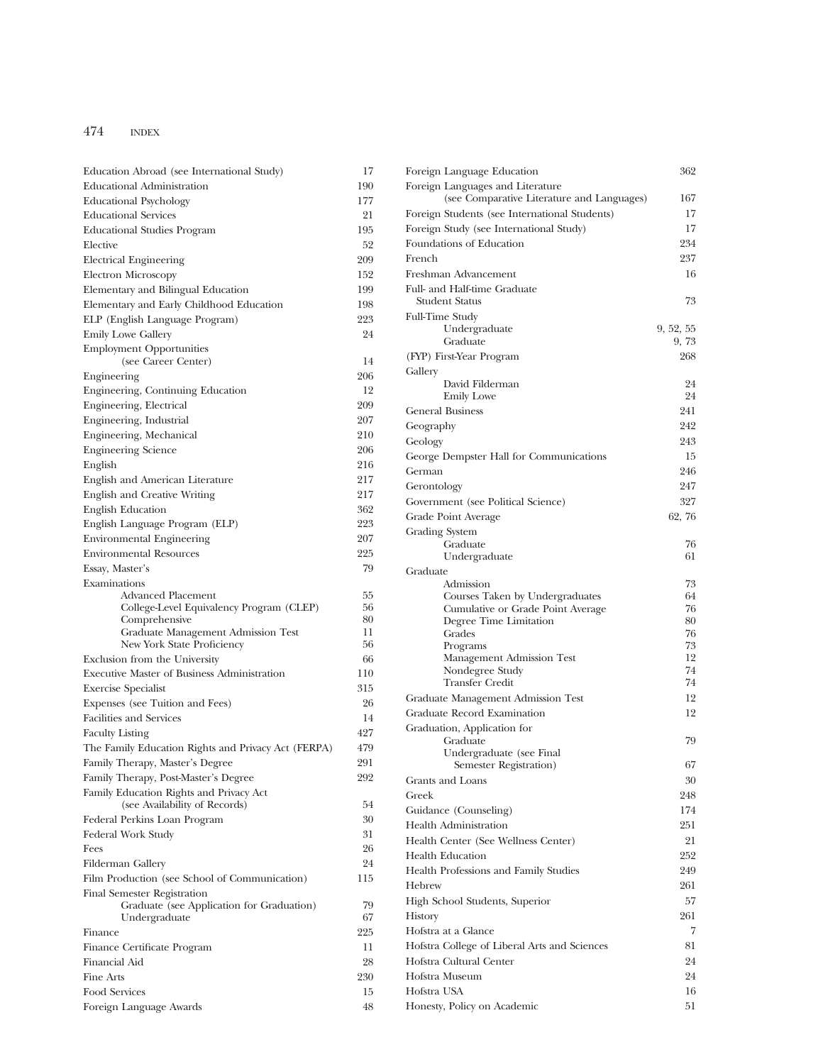Education Abroad (see International Study) 17
Educational Administration 190
Educational Psychology 177
Educational Services 21
Educational Studies Program 195
Elective 52
Electrical Engineering 209
Electron Microscopy 152
Elementary and Bilingual Education 199
Elementary and Early Childhood Education 198
ELP (English Language Program) 223
Emily Lowe Gallery 24
Employment Opportunities
  (see Career Center) 14
Engineering 206
Engineering, Continuing Education 12
Engineering, Electrical 209
Engineering, Industrial 207
Engineering, Mechanical 210
Engineering Science 206
English 216
English and American Literature 217
English and Creative Writing 217
English Education 362
English Language Program (ELP) 223
Environmental Engineering 207
Environmental Resources 225
Essay, Master's 79
Examinations
  Advanced Placement 55
  College-Level Equivalency Program (CLEP) 56
  Comprehensive 80
  Graduate Management Admission Test 11
  New York State Proficiency 56
Exclusion from the University 66
Executive Master of Business Administration 110
Exercise Specialist 315
Expenses (see Tuition and Fees) 26
Facilities and Services 14
Faculty Listing 427
The Family Education Rights and Privacy Act (FERPA) 479
Family Therapy, Master's Degree 291
Family Therapy, Post-Master's Degree 292
Family Education Rights and Privacy Act
  (see Availability of Records) 54
Federal Perkins Loan Program 30
Federal Work Study 31
Fees 26
Filderman Gallery 24
Film Production (see School of Communication) 115
Final Semester Registration
  Graduate (see Application for Graduation) 79
  Undergraduate 67
Finance 225
Finance Certificate Program 11
Financial Aid 28
Fine Arts 230
Food Services 15
Foreign Language Awards 48
Foreign Language Education 362
Foreign Languages and Literature
  (see Comparative Literature and Languages) 167
Foreign Students (see International Students) 17
Foreign Study (see International Study) 17
Foundations of Education 234
French 237
Freshman Advancement 16
Full- and Half-time Graduate
  Student Status 73
Full-Time Study
  Undergraduate 9, 52, 55
  Graduate 9, 73
(FYP) First-Year Program 268
Gallery
  David Filderman 24
  Emily Lowe 24
General Business 241
Geography 242
Geology 243
George Dempster Hall for Communications 15
German 246
Gerontology 247
Government (see Political Science) 327
Grade Point Average 62, 76
Grading System
  Graduate 76
  Undergraduate 61
Graduate
  Admission 73
  Courses Taken by Undergraduates 64
  Cumulative or Grade Point Average 76
  Degree Time Limitation 80
  Grades 76
  Programs 73
  Management Admission Test 12
  Nondegree Study 74
  Transfer Credit 74
Graduate Management Admission Test 12
Graduate Record Examination 12
Graduation, Application for
  Graduate 79
  Undergraduate (see Final
    Semester Registration) 67
Grants and Loans 30
Greek 248
Guidance (Counseling) 174
Health Administration 251
Health Center (See Wellness Center) 21
Health Education 252
Health Professions and Family Studies 249
Hebrew 261
High School Students, Superior 57
History 261
Hofstra at a Glance 7
Hofstra College of Liberal Arts and Sciences 81
Hofstra Cultural Center 24
Hofstra Museum 24
Hofstra USA 16
Honesty, Policy on Academic 51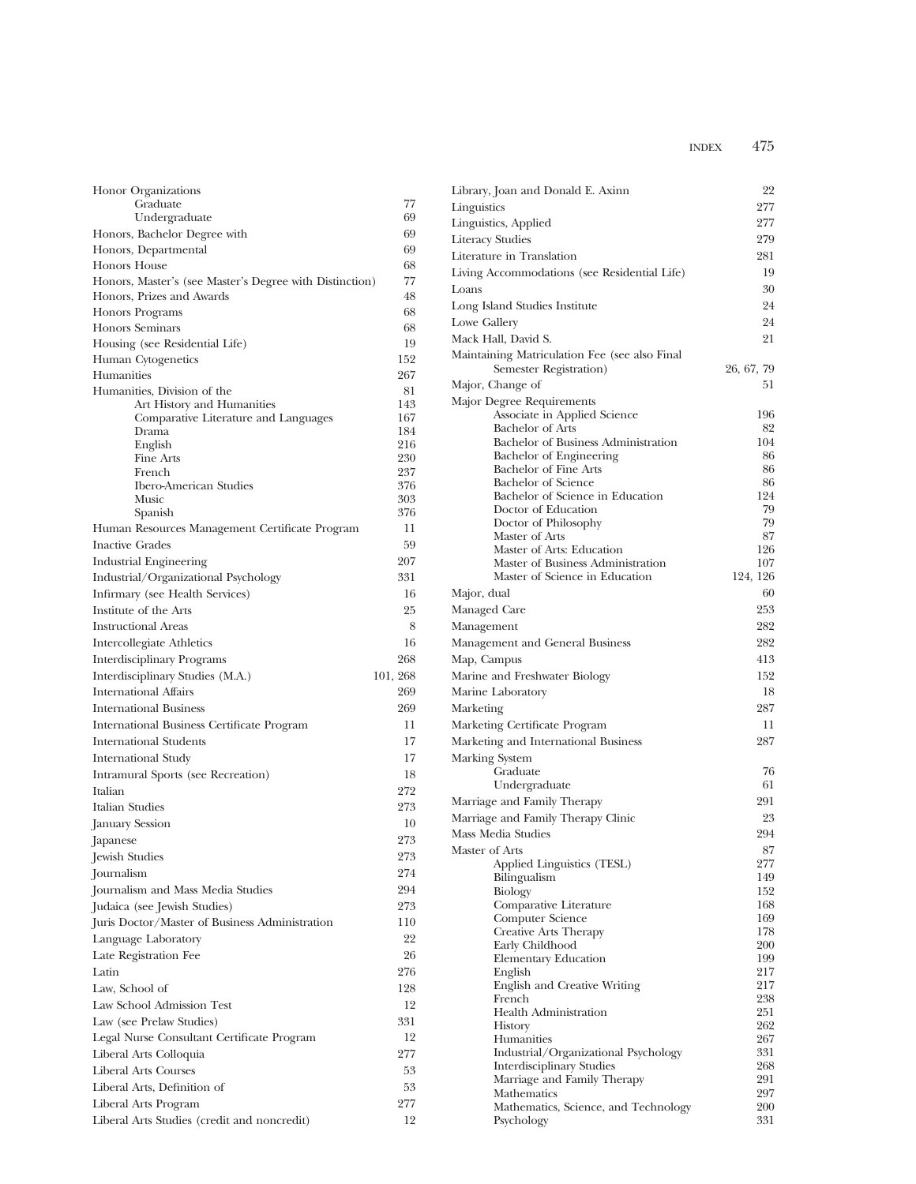Honor Organizations
- Graduate 77
- Undergraduate 69

Honors, Bachelor Degree with 69

Honors, Departmental 69

Honors House 68

Honors, Master's (see Master's Degree with Distinction) 77

Honors, Prizes and Awards 48

Honors Programs 68

Honors Seminars 68

Housing (see Residential Life) 19

Human Cytogenetics 152

Humanities 267

Humanities, Division of the 81
- Art History and Humanities 143
- Comparative Literature and Languages 167
- Drama 184
- English 216
- Fine Arts 230
- French 237
- Ibero-American Studies 376
- Music 303
- Spanish 376

Human Resources Management Certificate Program 11

Inactive Grades 59

Industrial Engineering 207

Industrial/Organizational Psychology 331

Infirmary (see Health Services) 16

Institute of the Arts 25

Instructional Areas 8

Intercollegiate Athletics 16

Interdisciplinary Programs 268

Interdisciplinary Studies (M.A.) 101, 268

International Affairs 269

International Business 269

International Business Certificate Program 11

International Students 17

International Study 17

Intramural Sports (see Recreation) 18

Italian 272

Italian Studies 273

January Session 10

Japanese 273

Jewish Studies 273

Journalism 274

Journalism and Mass Media Studies 294

Judaica (see Jewish Studies) 273

Juris Doctor/Master of Business Administration 110

Language Laboratory 22

Late Registration Fee 26

Latin 276

Law, School of 128

Law School Admission Test 12

Law (see Prelaw Studies) 331

Legal Nurse Consultant Certificate Program 12

Liberal Arts Colloquia 277

Liberal Arts Courses 53

Liberal Arts, Definition of 53

Liberal Arts Program 277

Liberal Arts Studies (credit and noncredit) 12

Library, Joan and Donald E. Axinn 22

Linguistics 277

Linguistics, Applied 277

Literacy Studies 279

Literature in Translation 281

Living Accommodations (see Residential Life) 19

Loans 30

Long Island Studies Institute 24

Lowe Gallery 24

Mack Hall, David S. 21

Maintaining Matriculation Fee (see also Final Semester Registration) 26, 67, 79

Major, Change of 51

Major Degree Requirements
- Associate in Applied Science 196
- Bachelor of Arts 82
- Bachelor of Business Administration 104
- Bachelor of Engineering 86
- Bachelor of Fine Arts 86
- Bachelor of Science 86
- Bachelor of Science in Education 124
- Doctor of Education 79
- Doctor of Philosophy 79
- Master of Arts 87
- Master of Arts: Education 126
- Master of Business Administration 107
- Master of Science in Education 124, 126

Major, dual 60

Managed Care 253

Management 282

Management and General Business 282

Map, Campus 413

Marine and Freshwater Biology 152

Marine Laboratory 18

Marketing 287

Marketing Certificate Program 11

Marketing and International Business 287

Marking System
- Graduate 76
- Undergraduate 61

Marriage and Family Therapy 291

Marriage and Family Therapy Clinic 23

Mass Media Studies 294

Master of Arts 87
- Applied Linguistics (TESL) 277
- Bilingualism 149
- Biology 152
- Comparative Literature 168
- Computer Science 169
- Creative Arts Therapy 178
- Early Childhood 200
- Elementary Education 199
- English 217
- English and Creative Writing 217
- French 238
- Health Administration 251
- History 262
- Humanities 267
- Industrial/Organizational Psychology 331
- Interdisciplinary Studies 268
- Marriage and Family Therapy 291
- Mathematics 297
- Mathematics, Science, and Technology 200
- Psychology 331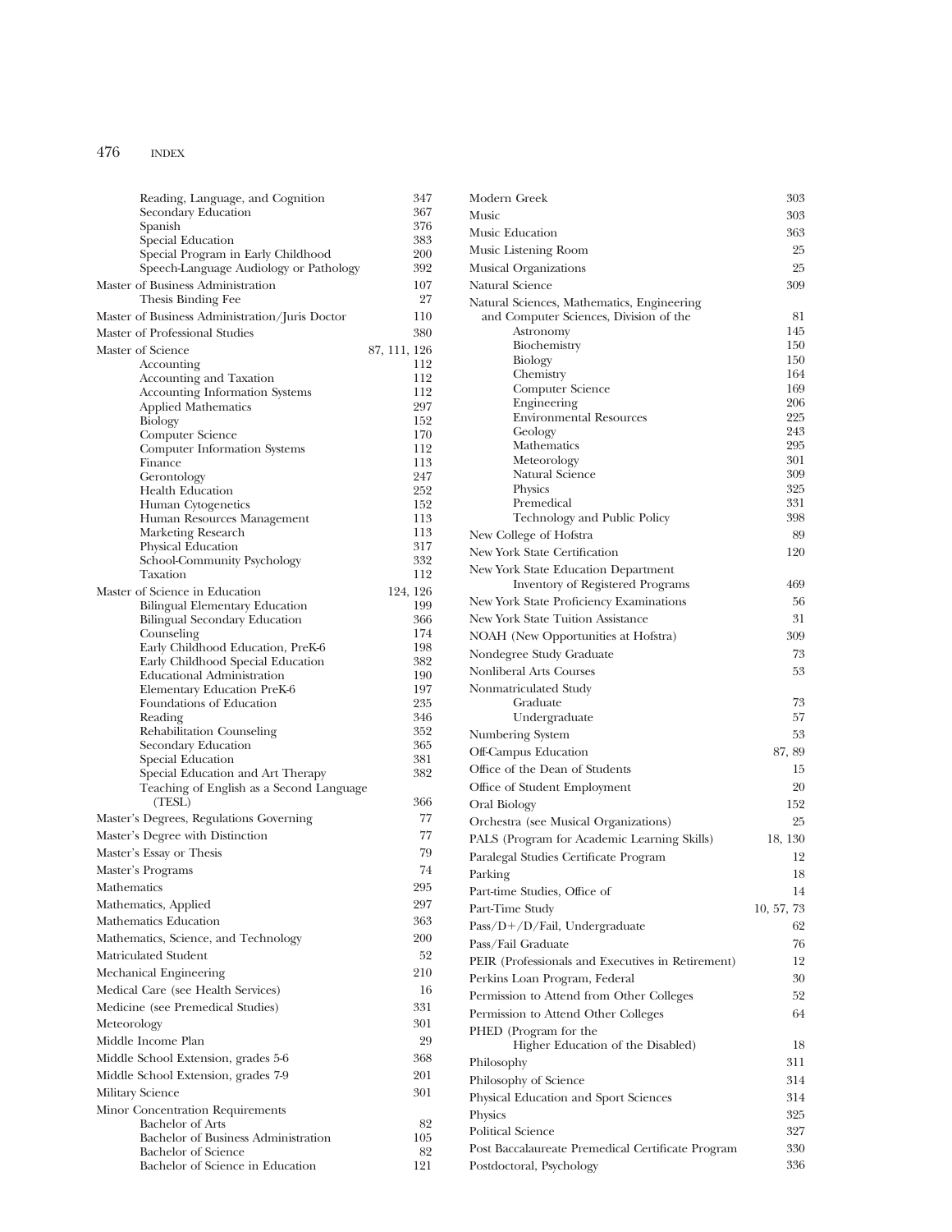- Reading, Language, and Cognition 347
- Secondary Education 367
- Spanish 376
- Special Education 383
- Special Program in Early Childhood 200
- Speech-Language Audiology or Pathology 392

Master of Business Administration 107
- Thesis Binding Fee 27

Master of Business Administration/Juris Doctor 110

Master of Professional Studies 380

Master of Science 87, 111, 126
- Accounting 112
- Accounting and Taxation 112
- Accounting Information Systems 112
- Applied Mathematics 297
- Biology 152
- Computer Science 170
- Computer Information Systems 112
- Finance 113
- Gerontology 247
- Health Education 252
- Human Cytogenetics 152
- Human Resources Management 113
- Marketing Research 113
- Physical Education 317
- School-Community Psychology 332
- Taxation 112

Master of Science in Education 124, 126
- Bilingual Elementary Education 199
- Bilingual Secondary Education 366
- Counseling 174
- Early Childhood Education, PreK-6 198
- Early Childhood Special Education 382
- Educational Administration 190
- Elementary Education PreK-6 197
- Foundations of Education 235
- Reading 346
- Rehabilitation Counseling 352
- Secondary Education 365
- Special Education 381
- Special Education and Art Therapy 382
- Teaching of English as a Second Language (TESL) 366

Master's Degrees, Regulations Governing 77

Master's Degree with Distinction 77

Master's Essay or Thesis 79

Master's Programs 74

Mathematics 295

Mathematics, Applied 297

Mathematics Education 363

Mathematics, Science, and Technology 200

Matriculated Student 52

Mechanical Engineering 210

Medical Care (see Health Services) 16

Medicine (see Premedical Studies) 331

Meteorology 301

Middle Income Plan 29

Middle School Extension, grades 5-6 368

Middle School Extension, grades 7-9 201

Military Science 301

Minor Concentration Requirements
- Bachelor of Arts 82
- Bachelor of Business Administration 105
- Bachelor of Science 82
- Bachelor of Science in Education 121

Modern Greek 303

Music 303

Music Education 363

Music Listening Room 25

Musical Organizations 25

Natural Science 309

Natural Sciences, Mathematics, Engineering and Computer Sciences, Division of the 81
- Astronomy 145
- Biochemistry 150
- Biology 150
- Chemistry 164
- Computer Science 169
- Engineering 206
- Environmental Resources 225
- Geology 243
- Mathematics 295
- Meteorology 301
- Natural Science 309
- Physics 325
- Premedical 331
- Technology and Public Policy 398

New College of Hofstra 89

New York State Certification 120

New York State Education Department
- Inventory of Registered Programs 469

New York State Proficiency Examinations 56

New York State Tuition Assistance 31

NOAH (New Opportunities at Hofstra) 309

Nondegree Study Graduate 73

Nonliberal Arts Courses 53

Nonmatriculated Study
- Graduate 73
- Undergraduate 57

Numbering System 53

Off-Campus Education 87, 89

Office of the Dean of Students 15

Office of Student Employment 20

Oral Biology 152

Orchestra (see Musical Organizations) 25

PALS (Program for Academic Learning Skills) 18, 130

Paralegal Studies Certificate Program 12

Parking 18

Part-time Studies, Office of 14

Part-Time Study 10, 57, 73

Pass/D+/D/Fail, Undergraduate 62

Pass/Fail Graduate 76

PEIR (Professionals and Executives in Retirement) 12

Perkins Loan Program, Federal 30

Permission to Attend from Other Colleges 52

Permission to Attend Other Colleges 64

PHED (Program for the Higher Education of the Disabled) 18

Philosophy 311

Philosophy of Science 314

Physical Education and Sport Sciences 314

Physics 325

Political Science 327

Post Baccalaureate Premedical Certificate Program 330

Postdoctoral, Psychology 336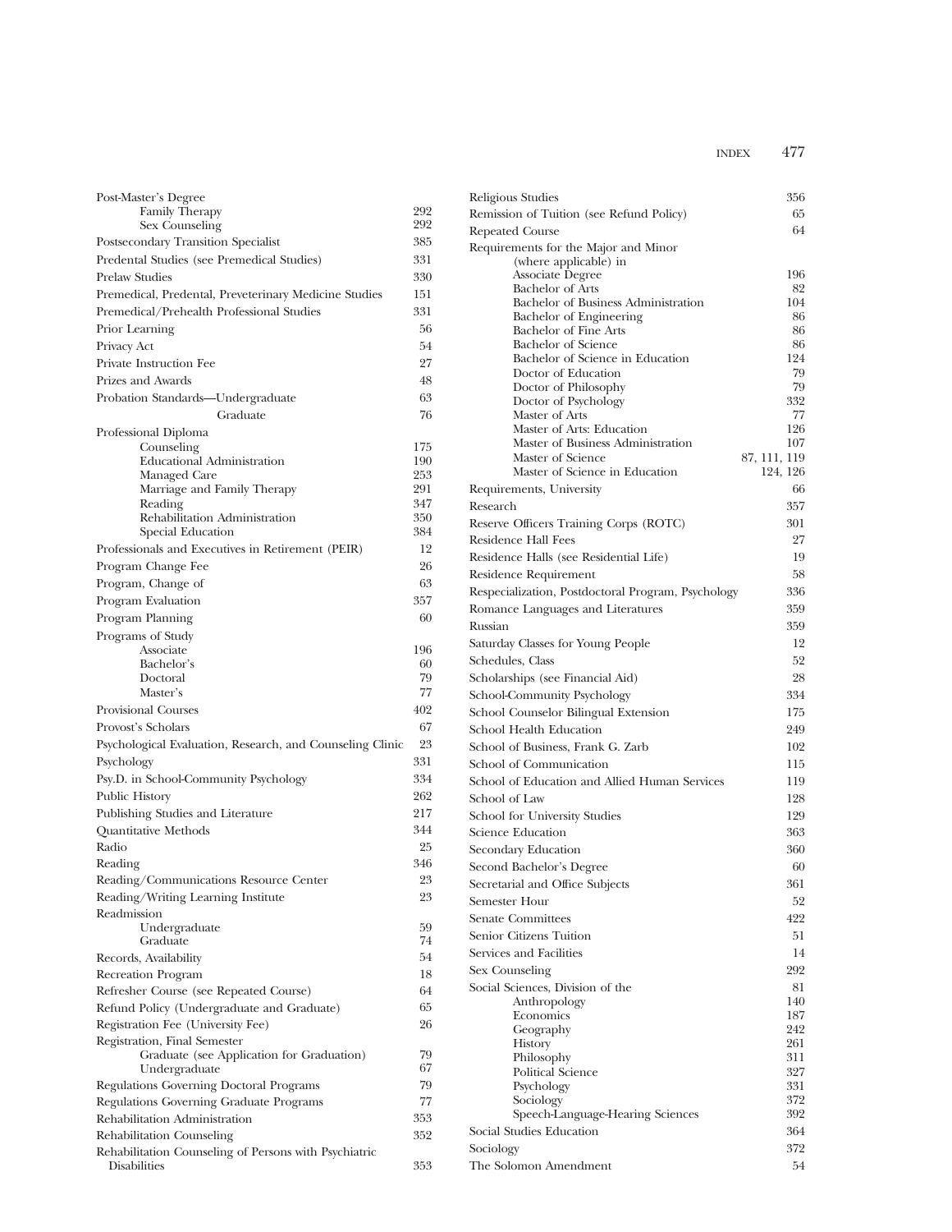Post-Master's Degree
- Family Therapy 292
- Sex Counseling 292

Postsecondary Transition Specialist 385

Predental Studies (see Premedical Studies) 331

Prelaw Studies 330

Premedical, Predental, Preveterinary Medicine Studies 151

Premedical/Prehealth Professional Studies 331

Prior Learning 56

Privacy Act 54

Private Instruction Fee 27

Prizes and Awards 48

Probation Standards—Undergraduate 63
- Graduate 76

Professional Diploma
- Counseling 175
- Educational Administration 190
- Managed Care 253
- Marriage and Family Therapy 291
- Reading 347
- Rehabilitation Administration 350
- Special Education 384

Professionals and Executives in Retirement (PEIR) 12

Program Change Fee 26

Program, Change of 63

Program Evaluation 357

Program Planning 60

Programs of Study
- Associate 196
- Bachelor's 60
- Doctoral 79
- Master's 77

Provisional Courses 402

Provost's Scholars 67

Psychological Evaluation, Research, and Counseling Clinic 23

Psychology 331

Psy.D. in School-Community Psychology 334

Public History 262

Publishing Studies and Literature 217

Quantitative Methods 344

Radio 25

Reading 346

Reading/Communications Resource Center 23

Reading/Writing Learning Institute 23

Readmission
- Undergraduate 59
- Graduate 74

Records, Availability 54

Recreation Program 18

Refresher Course (see Repeated Course) 64

Refund Policy (Undergraduate and Graduate) 65

Registration Fee (University Fee) 26

Registration, Final Semester
- Graduate (see Application for Graduation) 79
- Undergraduate 67

Regulations Governing Doctoral Programs 79

Regulations Governing Graduate Programs 77

Rehabilitation Administration 353

Rehabilitation Counseling 352

Rehabilitation Counseling of Persons with Psychiatric Disabilities 353

Religious Studies 356

Remission of Tuition (see Refund Policy) 65

Repeated Course 64

Requirements for the Major and Minor (where applicable) in
- Associate Degree 196
- Bachelor of Arts 82
- Bachelor of Business Administration 104
- Bachelor of Engineering 86
- Bachelor of Fine Arts 86
- Bachelor of Science 86
- Bachelor of Science in Education 124
- Doctor of Education 79
- Doctor of Philosophy 79
- Doctor of Psychology 332
- Master of Arts 77
- Master of Arts: Education 126
- Master of Business Administration 107
- Master of Science 87, 111, 119
- Master of Science in Education 124, 126

Requirements, University 66

Research 357

Reserve Officers Training Corps (ROTC) 301

Residence Hall Fees 27

Residence Halls (see Residential Life) 19

Residence Requirement 58

Respecialization, Postdoctoral Program, Psychology 336

Romance Languages and Literatures 359

Russian 359

Saturday Classes for Young People 12

Schedules, Class 52

Scholarships (see Financial Aid) 28

School-Community Psychology 334

School Counselor Bilingual Extension 175

School Health Education 249

School of Business, Frank G. Zarb 102

School of Communication 115

School of Education and Allied Human Services 119

School of Law 128

School for University Studies 129

Science Education 363

Secondary Education 360

Second Bachelor's Degree 60

Secretarial and Office Subjects 361

Semester Hour 52

Senate Committees 422

Senior Citizens Tuition 51

Services and Facilities 14

Sex Counseling 292

Social Sciences, Division of the 81
- Anthropology 140
- Economics 187
- Geography 242
- History 261
- Philosophy 311
- Political Science 327
- Psychology 331
- Sociology 372
- Speech-Language-Hearing Sciences 392

Social Studies Education 364

Sociology 372

The Solomon Amendment 54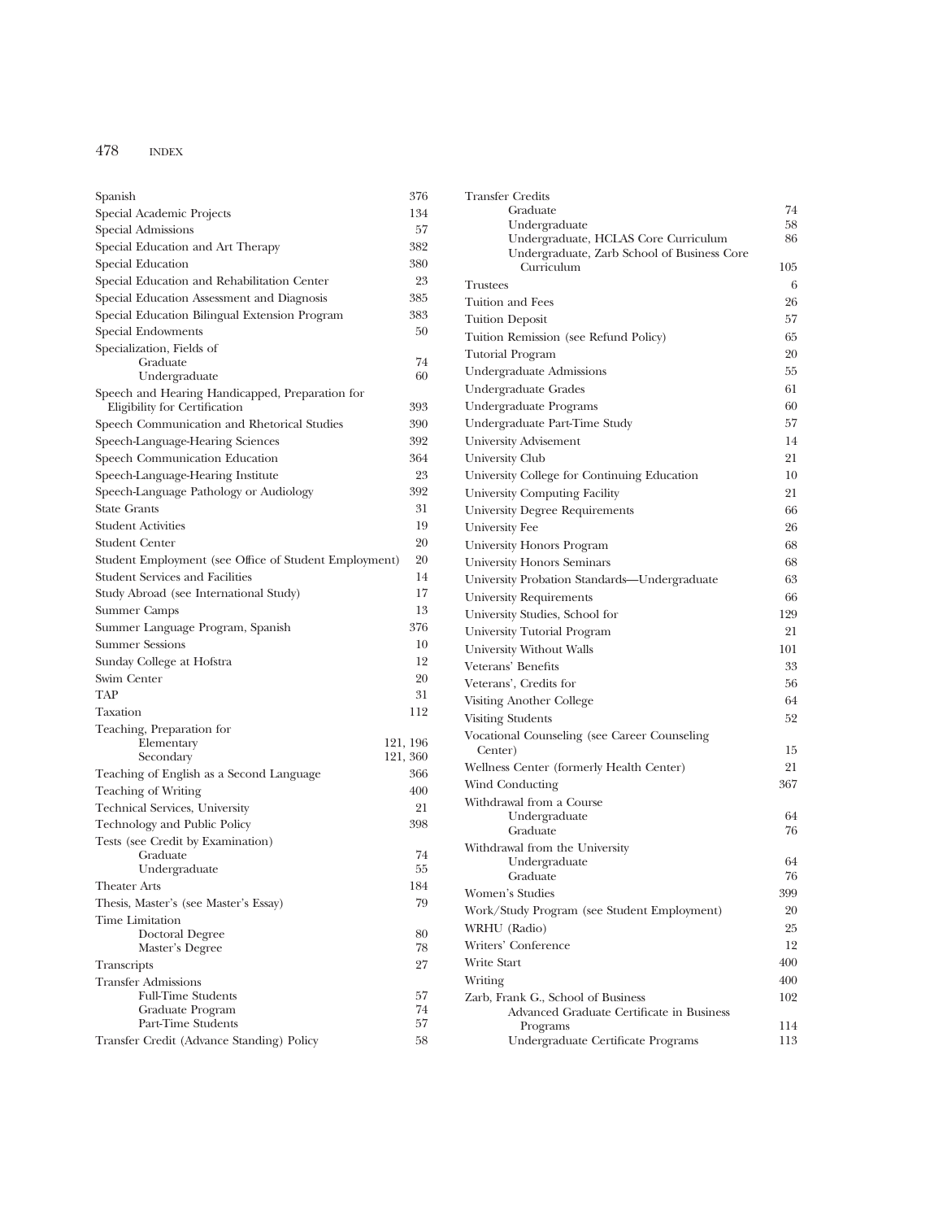Spanish 376
Special Academic Projects 134
Special Admissions 57
Special Education and Art Therapy 382
Special Education 380
Special Education and Rehabilitation Center 23
Special Education Assessment and Diagnosis 385
Special Education Bilingual Extension Program 383
Special Endowments 50
Specialization, Fields of
- Graduate 74
- Undergraduate 60

Speech and Hearing Handicapped, Preparation for Eligibility for Certification 393
Speech Communication and Rhetorical Studies 390
Speech-Language-Hearing Sciences 392
Speech Communication Education 364
Speech-Language-Hearing Institute 23
Speech-Language Pathology or Audiology 392
State Grants 31
Student Activities 19
Student Center 20
Student Employment (see Office of Student Employment) 20
Student Services and Facilities 14
Study Abroad (see International Study) 17
Summer Camps 13
Summer Language Program, Spanish 376
Summer Sessions 10
Sunday College at Hofstra 12
Swim Center 20
TAP 31
Taxation 112
Teaching, Preparation for
- Elementary 121, 196
- Secondary 121, 360

Teaching of English as a Second Language 366
Teaching of Writing 400
Technical Services, University 21
Technology and Public Policy 398
Tests (see Credit by Examination)
- Graduate 74
- Undergraduate 55

Theater Arts 184
Thesis, Master's (see Master's Essay) 79
Time Limitation
- Doctoral Degree 80
- Master's Degree 78

Transcripts 27
Transfer Admissions
- Full-Time Students 57
- Graduate Program 74
- Part-Time Students 57

Transfer Credit (Advance Standing) Policy 58
Transfer Credits
- Graduate 74
- Undergraduate 58
- Undergraduate, HCLAS Core Curriculum 86
- Undergraduate, Zarb School of Business Core Curriculum 105

Trustees 6
Tuition and Fees 26
Tuition Deposit 57
Tuition Remission (see Refund Policy) 65
Tutorial Program 20
Undergraduate Admissions 55
Undergraduate Grades 61
Undergraduate Programs 60
Undergraduate Part-Time Study 57
University Advisement 14
University Club 21
University College for Continuing Education 10
University Computing Facility 21
University Degree Requirements 66
University Fee 26
University Honors Program 68
University Honors Seminars 68
University Probation Standards—Undergraduate 63
University Requirements 66
University Studies, School for 129
University Tutorial Program 21
University Without Walls 101
Veterans' Benefits 33
Veterans', Credits for 56
Visiting Another College 64
Visiting Students 52
Vocational Counseling (see Career Counseling Center) 15
Wellness Center (formerly Health Center) 21
Wind Conducting 367
Withdrawal from a Course
- Undergraduate 64
- Graduate 76

Withdrawal from the University
- Undergraduate 64
- Graduate 76

Women's Studies 399
Work/Study Program (see Student Employment) 20
WRHU (Radio) 25
Writers' Conference 12
Write Start 400
Writing 400
Zarb, Frank G., School of Business 102
- Advanced Graduate Certificate in Business Programs 114
- Undergraduate Certificate Programs 113